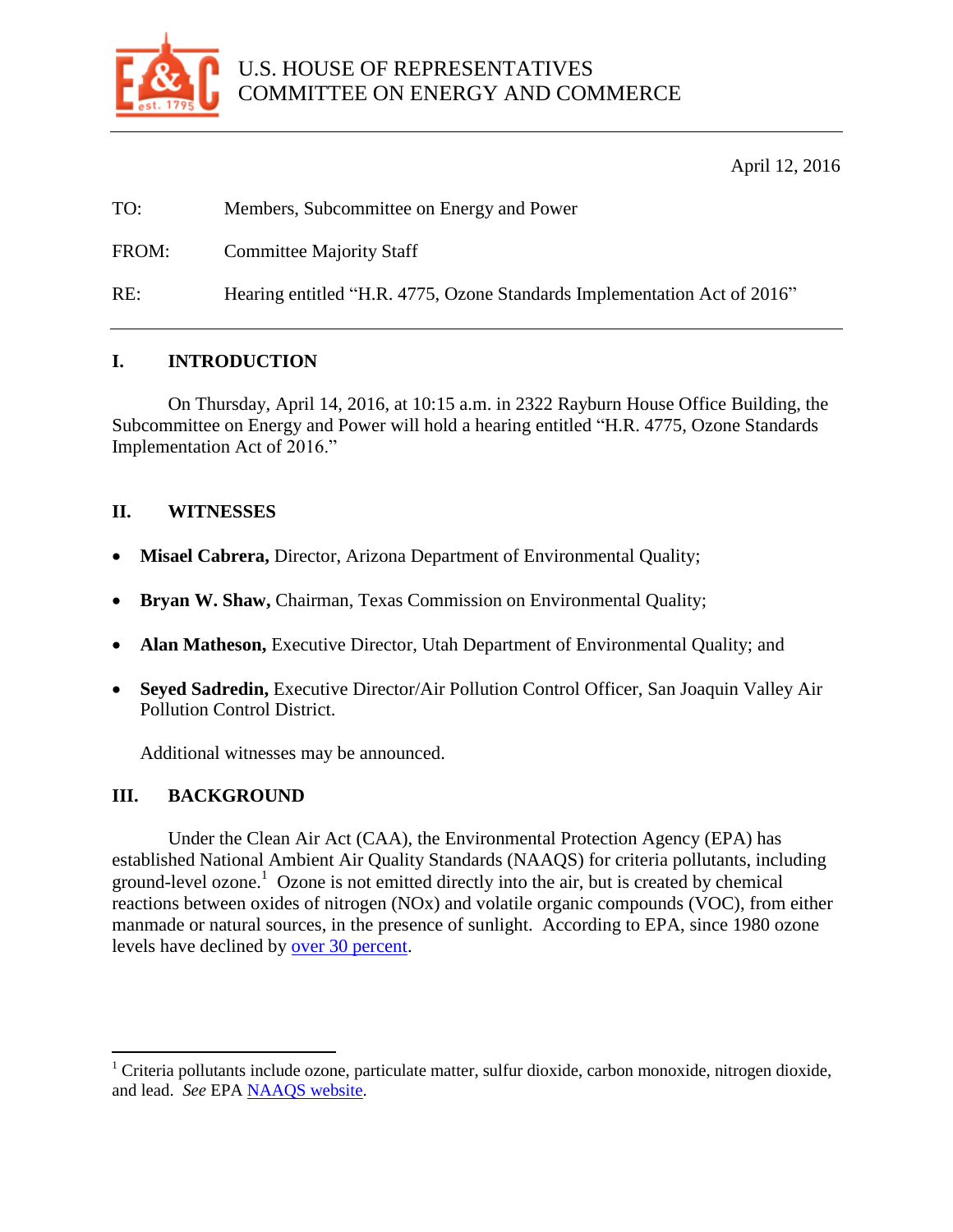U.S. HOUSE OF REPRESENTATIVES
COMMITTEE ON ENERGY AND COMMERCE

April 12, 2016

TO: Members, Subcommittee on Energy and Power

FROM: Committee Majority Staff

RE: Hearing entitled "H.R. 4775, Ozone Standards Implementation Act of 2016"

## I. INTRODUCTION

On Thursday, April 14, 2016, at 10:15 a.m. in 2322 Rayburn House Office Building, the Subcommittee on Energy and Power will hold a hearing entitled "H.R. 4775, Ozone Standards Implementation Act of 2016."

## II. WITNESSES

- **Misael Cabrera,** Director, Arizona Department of Environmental Quality;
- **Bryan W. Shaw,** Chairman, Texas Commission on Environmental Quality;
- **Alan Matheson,** Executive Director, Utah Department of Environmental Quality; and
- **Seyed Sadredin,** Executive Director/Air Pollution Control Officer, San Joaquin Valley Air Pollution Control District.

Additional witnesses may be announced.

## III. BACKGROUND

Under the Clean Air Act (CAA), the Environmental Protection Agency (EPA) has established National Ambient Air Quality Standards (NAAQS) for criteria pollutants, including ground-level ozone.[1] Ozone is not emitted directly into the air, but is created by chemical reactions between oxides of nitrogen (NOx) and volatile organic compounds (VOC), from either manmade or natural sources, in the presence of sunlight. According to EPA, since 1980 ozone levels have declined by over 30 percent.

[1] Criteria pollutants include ozone, particulate matter, sulfur dioxide, carbon monoxide, nitrogen dioxide, and lead. *See* EPA NAAQS website.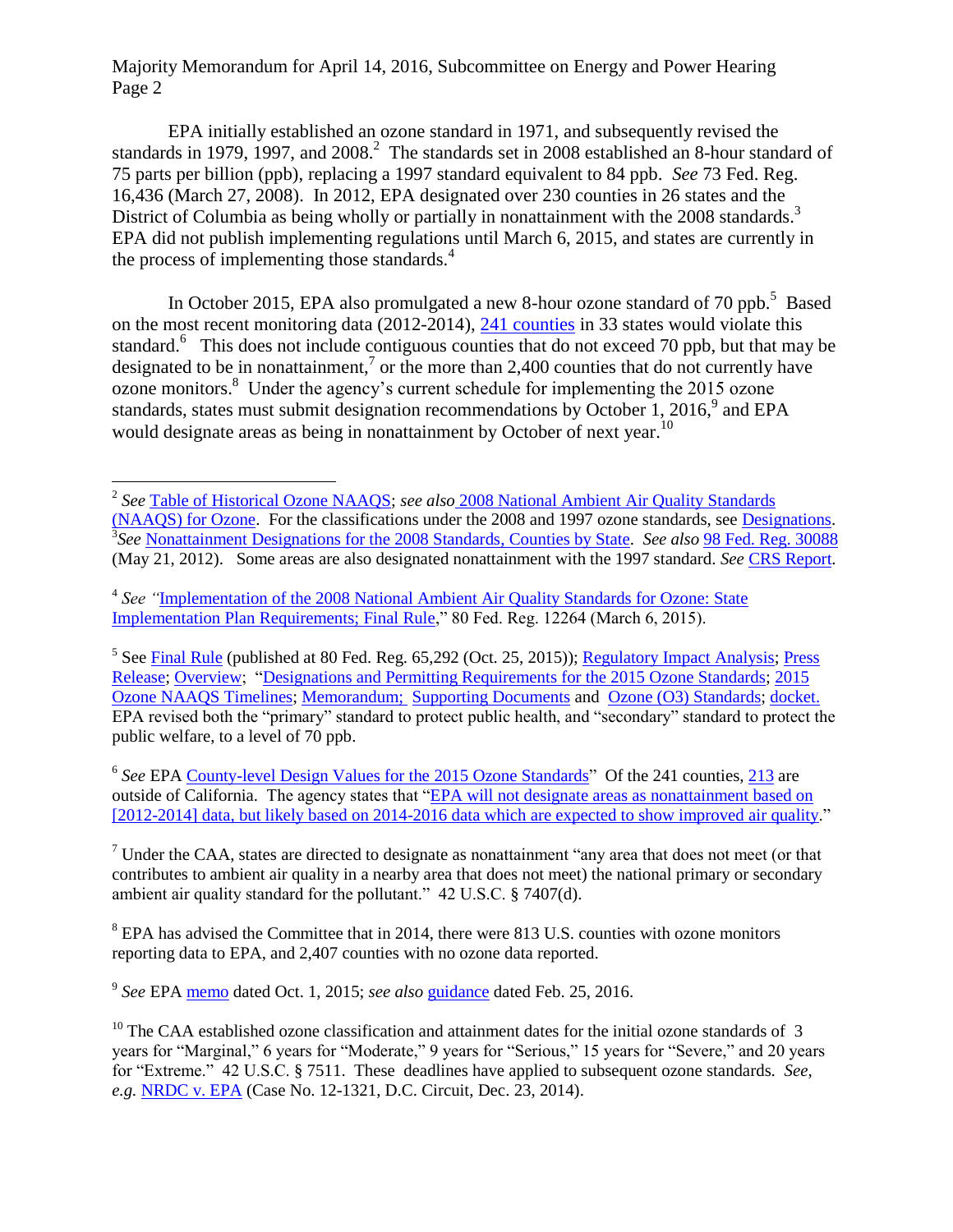EPA initially established an ozone standard in 1971, and subsequently revised the standards in 1979, 1997, and 2008.[2] The standards set in 2008 established an 8-hour standard of 75 parts per billion (ppb), replacing a 1997 standard equivalent to 84 ppb. *See* 73 Fed. Reg. 16,436 (March 27, 2008). In 2012, EPA designated over 230 counties in 26 states and the District of Columbia as being wholly or partially in nonattainment with the 2008 standards.[3] EPA did not publish implementing regulations until March 6, 2015, and states are currently in the process of implementing those standards.[4]

In October 2015, EPA also promulgated a new 8-hour ozone standard of 70 ppb.[5] Based on the most recent monitoring data (2012-2014), 241 counties in 33 states would violate this standard.[6] This does not include contiguous counties that do not exceed 70 ppb, but that may be designated to be in nonattainment,[7] or the more than 2,400 counties that do not currently have ozone monitors.[8] Under the agency's current schedule for implementing the 2015 ozone standards, states must submit designation recommendations by October 1, 2016,[9] and EPA would designate areas as being in nonattainment by October of next year.[10]

---

[2] *See* Table of Historical Ozone NAAQS; *see also* 2008 National Ambient Air Quality Standards (NAAQS) for Ozone. For the classifications under the 2008 and 1997 ozone standards, see Designations.

[3] *See* Nonattainment Designations for the 2008 Standards, Counties by State. *See also* 98 Fed. Reg. 30088 (May 21, 2012). Some areas are also designated nonattainment with the 1997 standard. *See* CRS Report.

[4] *See* "Implementation of the 2008 National Ambient Air Quality Standards for Ozone: State Implementation Plan Requirements; Final Rule," 80 Fed. Reg. 12264 (March 6, 2015).

[5] See Final Rule (published at 80 Fed. Reg. 65,292 (Oct. 25, 2015)); Regulatory Impact Analysis; Press Release; Overview; "Designations and Permitting Requirements for the 2015 Ozone Standards; 2015 Ozone NAAQS Timelines; Memorandum; Supporting Documents and Ozone (O3) Standards; docket. EPA revised both the "primary" standard to protect public health, and "secondary" standard to protect the public welfare, to a level of 70 ppb.

[6] *See* EPA County-level Design Values for the 2015 Ozone Standards" Of the 241 counties, 213 are outside of California. The agency states that "EPA will not designate areas as nonattainment based on [2012-2014] data, but likely based on 2014-2016 data which are expected to show improved air quality."

[7] Under the CAA, states are directed to designate as nonattainment "any area that does not meet (or that contributes to ambient air quality in a nearby area that does not meet) the national primary or secondary ambient air quality standard for the pollutant." 42 U.S.C. § 7407(d).

[8] EPA has advised the Committee that in 2014, there were 813 U.S. counties with ozone monitors reporting data to EPA, and 2,407 counties with no ozone data reported.

[9] *See* EPA memo dated Oct. 1, 2015; *see also* guidance dated Feb. 25, 2016.

[10] The CAA established ozone classification and attainment dates for the initial ozone standards of 3 years for "Marginal," 6 years for "Moderate," 9 years for "Serious," 15 years for "Severe," and 20 years for "Extreme." 42 U.S.C. § 7511. These deadlines have applied to subsequent ozone standards. *See, e.g.* NRDC v. EPA (Case No. 12-1321, D.C. Circuit, Dec. 23, 2014).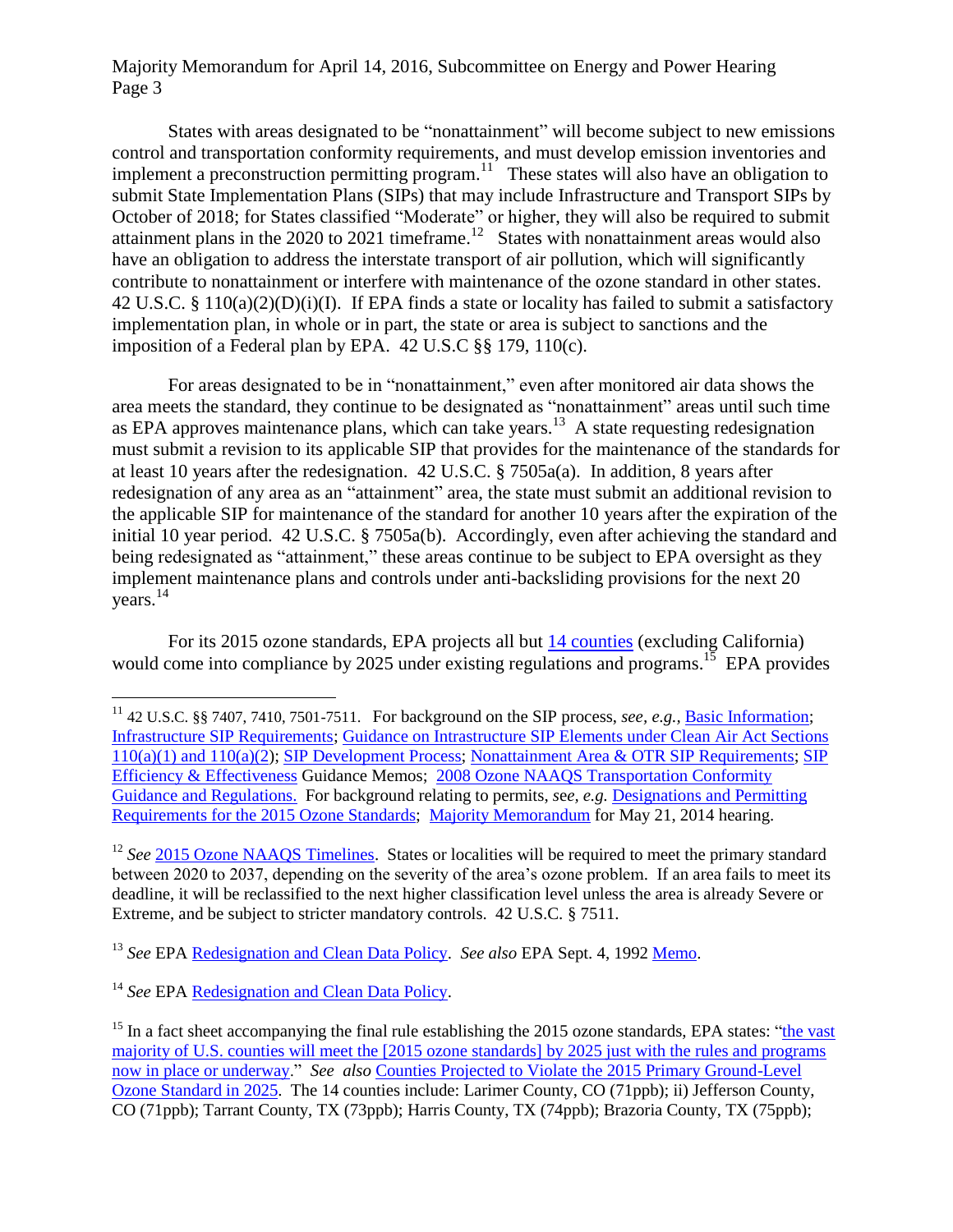States with areas designated to be "nonattainment" will become subject to new emissions control and transportation conformity requirements, and must develop emission inventories and implement a preconstruction permitting program.[11] These states will also have an obligation to submit State Implementation Plans (SIPs) that may include Infrastructure and Transport SIPs by October of 2018; for States classified "Moderate" or higher, they will also be required to submit attainment plans in the 2020 to 2021 timeframe.[12] States with nonattainment areas would also have an obligation to address the interstate transport of air pollution, which will significantly contribute to nonattainment or interfere with maintenance of the ozone standard in other states. 42 U.S.C. § 110(a)(2)(D)(i)(I). If EPA finds a state or locality has failed to submit a satisfactory implementation plan, in whole or in part, the state or area is subject to sanctions and the imposition of a Federal plan by EPA. 42 U.S.C §§ 179, 110(c).

For areas designated to be in "nonattainment," even after monitored air data shows the area meets the standard, they continue to be designated as "nonattainment" areas until such time as EPA approves maintenance plans, which can take years.[13] A state requesting redesignation must submit a revision to its applicable SIP that provides for the maintenance of the standards for at least 10 years after the redesignation. 42 U.S.C. § 7505a(a). In addition, 8 years after redesignation of any area as an "attainment" area, the state must submit an additional revision to the applicable SIP for maintenance of the standard for another 10 years after the expiration of the initial 10 year period. 42 U.S.C. § 7505a(b). Accordingly, even after achieving the standard and being redesignated as "attainment," these areas continue to be subject to EPA oversight as they implement maintenance plans and controls under anti-backsliding provisions for the next 20 years.[14]

For its 2015 ozone standards, EPA projects all but 14 counties (excluding California) would come into compliance by 2025 under existing regulations and programs.[15] EPA provides

---

[11] 42 U.S.C. §§ 7407, 7410, 7501-7511. For background on the SIP process, *see, e.g.*, Basic Information; Infrastructure SIP Requirements; Guidance on Intrastructure SIP Elements under Clean Air Act Sections 110(a)(1) and 110(a)(2); SIP Development Process; Nonattainment Area & OTR SIP Requirements; SIP Efficiency & Effectiveness Guidance Memos; 2008 Ozone NAAQS Transportation Conformity Guidance and Regulations. For background relating to permits, *see, e.g.* Designations and Permitting Requirements for the 2015 Ozone Standards; Majority Memorandum for May 21, 2014 hearing.

[12] *See* 2015 Ozone NAAQS Timelines. States or localities will be required to meet the primary standard between 2020 to 2037, depending on the severity of the area's ozone problem. If an area fails to meet its deadline, it will be reclassified to the next higher classification level unless the area is already Severe or Extreme, and be subject to stricter mandatory controls. 42 U.S.C. § 7511.

[13] *See* EPA Redesignation and Clean Data Policy. *See also* EPA Sept. 4, 1992 Memo.

[14] *See* EPA Redesignation and Clean Data Policy.

[15] In a fact sheet accompanying the final rule establishing the 2015 ozone standards, EPA states: "the vast majority of U.S. counties will meet the [2015 ozone standards] by 2025 just with the rules and programs now in place or underway." *See also* Counties Projected to Violate the 2015 Primary Ground-Level Ozone Standard in 2025. The 14 counties include: Larimer County, CO (71ppb); ii) Jefferson County, CO (71ppb); Tarrant County, TX (73ppb); Harris County, TX (74ppb); Brazoria County, TX (75ppb);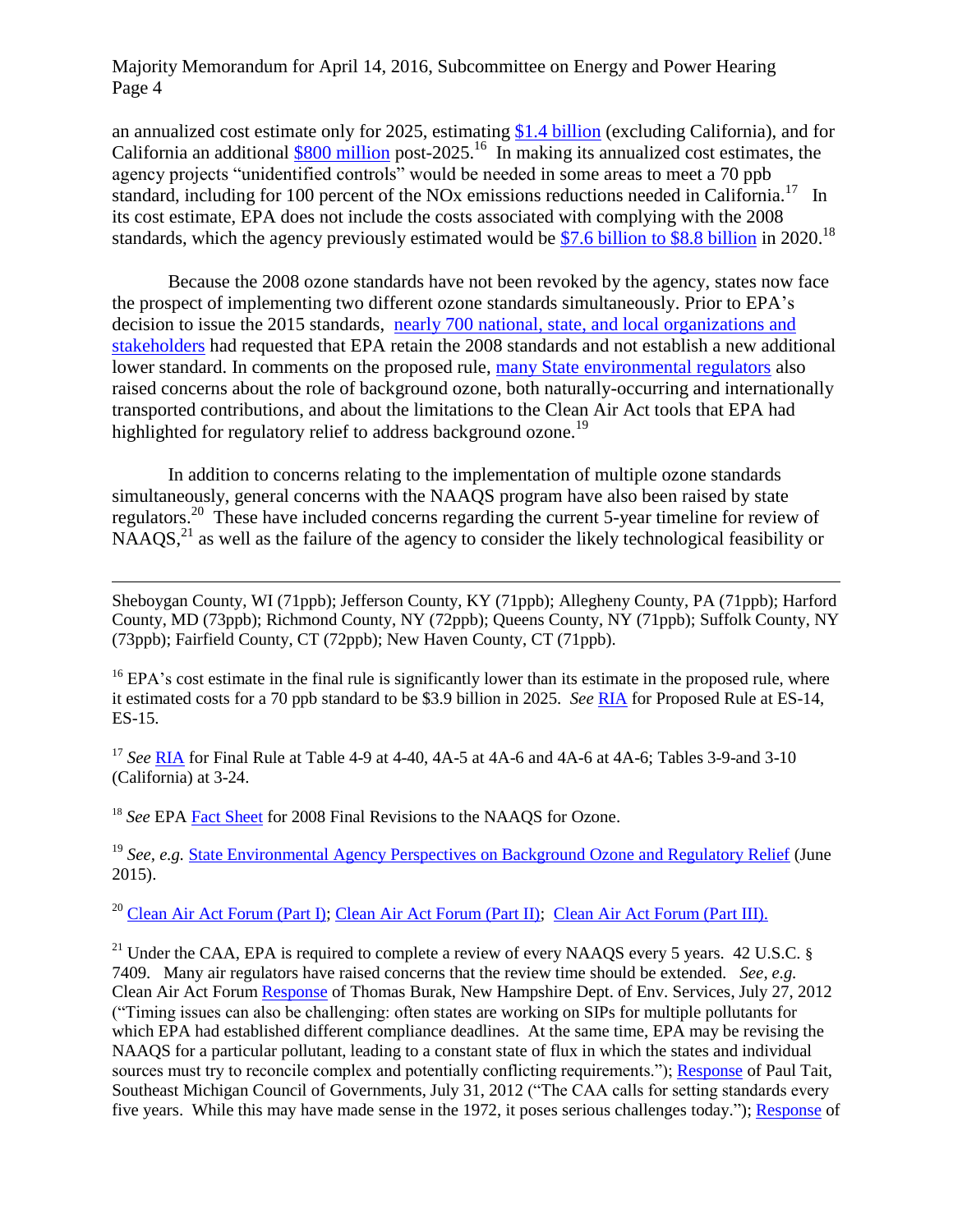an annualized cost estimate only for 2025, estimating $1.4 billion (excluding California), and for California an additional $800 million post-2025.[16] In making its annualized cost estimates, the agency projects "unidentified controls" would be needed in some areas to meet a 70 ppb standard, including for 100 percent of the NOx emissions reductions needed in California.[17] In its cost estimate, EPA does not include the costs associated with complying with the 2008 standards, which the agency previously estimated would be $7.6 billion to $8.8 billion in 2020.[18]

Because the 2008 ozone standards have not been revoked by the agency, states now face the prospect of implementing two different ozone standards simultaneously. Prior to EPA's decision to issue the 2015 standards, nearly 700 national, state, and local organizations and stakeholders had requested that EPA retain the 2008 standards and not establish a new additional lower standard. In comments on the proposed rule, many State environmental regulators also raised concerns about the role of background ozone, both naturally-occurring and internationally transported contributions, and about the limitations to the Clean Air Act tools that EPA had highlighted for regulatory relief to address background ozone.[19]

In addition to concerns relating to the implementation of multiple ozone standards simultaneously, general concerns with the NAAQS program have also been raised by state regulators.[20] These have included concerns regarding the current 5-year timeline for review of NAAQS,[21] as well as the failure of the agency to consider the likely technological feasibility or

---

Sheboygan County, WI (71ppb); Jefferson County, KY (71ppb); Allegheny County, PA (71ppb); Harford County, MD (73ppb); Richmond County, NY (72ppb); Queens County, NY (71ppb); Suffolk County, NY (73ppb); Fairfield County, CT (72ppb); New Haven County, CT (71ppb).

[16] EPA's cost estimate in the final rule is significantly lower than its estimate in the proposed rule, where it estimated costs for a 70 ppb standard to be $3.9 billion in 2025. *See* RIA for Proposed Rule at ES-14, ES-15.

[17] *See* RIA for Final Rule at Table 4-9 at 4-40, 4A-5 at 4A-6 and 4A-6 at 4A-6; Tables 3-9-and 3-10 (California) at 3-24.

[18] *See* EPA Fact Sheet for 2008 Final Revisions to the NAAQS for Ozone.

[19] *See, e.g.* State Environmental Agency Perspectives on Background Ozone and Regulatory Relief (June 2015).

[20] Clean Air Act Forum (Part I); Clean Air Act Forum (Part II); Clean Air Act Forum (Part III).

[21] Under the CAA, EPA is required to complete a review of every NAAQS every 5 years. 42 U.S.C. § 7409. Many air regulators have raised concerns that the review time should be extended. *See, e.g.* Clean Air Act Forum Response of Thomas Burak, New Hampshire Dept. of Env. Services, July 27, 2012 ("Timing issues can also be challenging: often states are working on SIPs for multiple pollutants for which EPA had established different compliance deadlines. At the same time, EPA may be revising the NAAQS for a particular pollutant, leading to a constant state of flux in which the states and individual sources must try to reconcile complex and potentially conflicting requirements."); Response of Paul Tait, Southeast Michigan Council of Governments, July 31, 2012 ("The CAA calls for setting standards every five years. While this may have made sense in the 1972, it poses serious challenges today."); Response of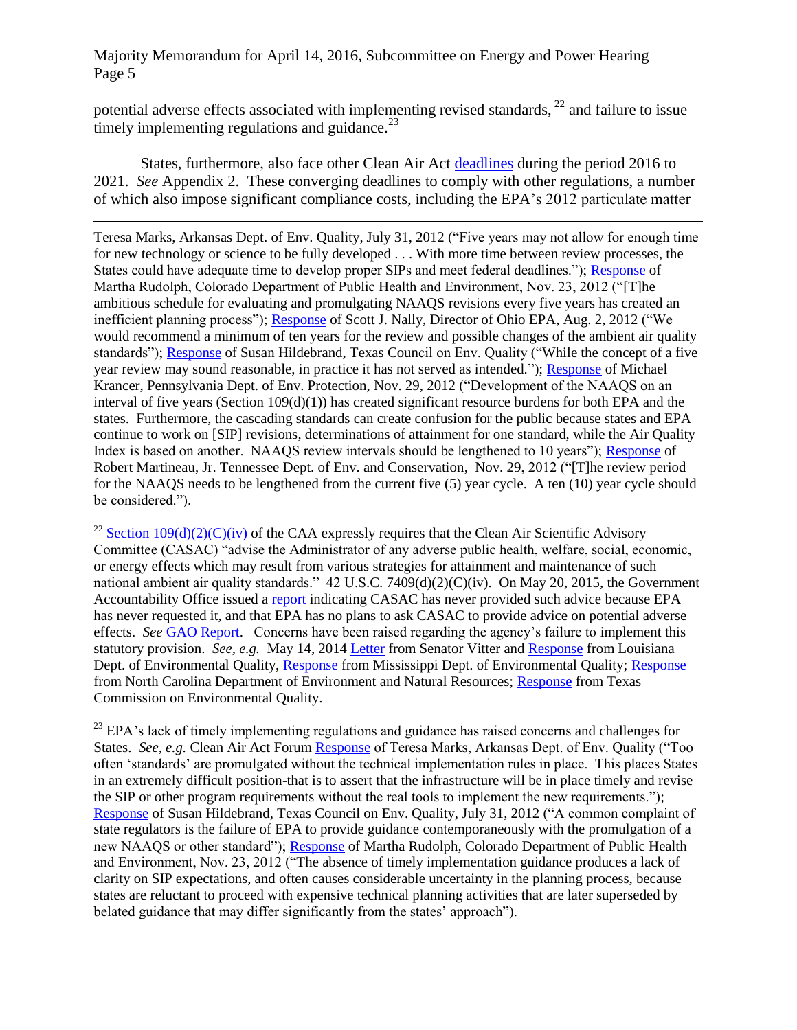potential adverse effects associated with implementing revised standards,[22] and failure to issue timely implementing regulations and guidance.[23]

States, furthermore, also face other Clean Air Act deadlines during the period 2016 to 2021. *See* Appendix 2. These converging deadlines to comply with other regulations, a number of which also impose significant compliance costs, including the EPA's 2012 particulate matter

---

Teresa Marks, Arkansas Dept. of Env. Quality, July 31, 2012 ("Five years may not allow for enough time for new technology or science to be fully developed . . . With more time between review processes, the States could have adequate time to develop proper SIPs and meet federal deadlines."); Response of Martha Rudolph, Colorado Department of Public Health and Environment, Nov. 23, 2012 ("[T]he ambitious schedule for evaluating and promulgating NAAQS revisions every five years has created an inefficient planning process"); Response of Scott J. Nally, Director of Ohio EPA, Aug. 2, 2012 ("We would recommend a minimum of ten years for the review and possible changes of the ambient air quality standards"); Response of Susan Hildebrand, Texas Council on Env. Quality ("While the concept of a five year review may sound reasonable, in practice it has not served as intended."); Response of Michael Krancer, Pennsylvania Dept. of Env. Protection, Nov. 29, 2012 ("Development of the NAAQS on an interval of five years (Section 109(d)(1)) has created significant resource burdens for both EPA and the states. Furthermore, the cascading standards can create confusion for the public because states and EPA continue to work on [SIP] revisions, determinations of attainment for one standard, while the Air Quality Index is based on another. NAAQS review intervals should be lengthened to 10 years"); Response of Robert Martineau, Jr. Tennessee Dept. of Env. and Conservation, Nov. 29, 2012 ("[T]he review period for the NAAQS needs to be lengthened from the current five (5) year cycle. A ten (10) year cycle should be considered.").

[22] Section 109(d)(2)(C)(iv) of the CAA expressly requires that the Clean Air Scientific Advisory Committee (CASAC) "advise the Administrator of any adverse public health, welfare, social, economic, or energy effects which may result from various strategies for attainment and maintenance of such national ambient air quality standards." 42 U.S.C. 7409(d)(2)(C)(iv). On May 20, 2015, the Government Accountability Office issued a report indicating CASAC has never provided such advice because EPA has never requested it, and that EPA has no plans to ask CASAC to provide advice on potential adverse effects. *See* GAO Report. Concerns have been raised regarding the agency's failure to implement this statutory provision. *See*, *e.g.* May 14, 2014 Letter from Senator Vitter and Response from Louisiana Dept. of Environmental Quality, Response from Mississippi Dept. of Environmental Quality; Response from North Carolina Department of Environment and Natural Resources; Response from Texas Commission on Environmental Quality.

[23] EPA's lack of timely implementing regulations and guidance has raised concerns and challenges for States. *See, e.g.* Clean Air Act Forum Response of Teresa Marks, Arkansas Dept. of Env. Quality ("Too often 'standards' are promulgated without the technical implementation rules in place. This places States in an extremely difficult position-that is to assert that the infrastructure will be in place timely and revise the SIP or other program requirements without the real tools to implement the new requirements."); Response of Susan Hildebrand, Texas Council on Env. Quality, July 31, 2012 ("A common complaint of state regulators is the failure of EPA to provide guidance contemporaneously with the promulgation of a new NAAQS or other standard"); Response of Martha Rudolph, Colorado Department of Public Health and Environment, Nov. 23, 2012 ("The absence of timely implementation guidance produces a lack of clarity on SIP expectations, and often causes considerable uncertainty in the planning process, because states are reluctant to proceed with expensive technical planning activities that are later superseded by belated guidance that may differ significantly from the states' approach").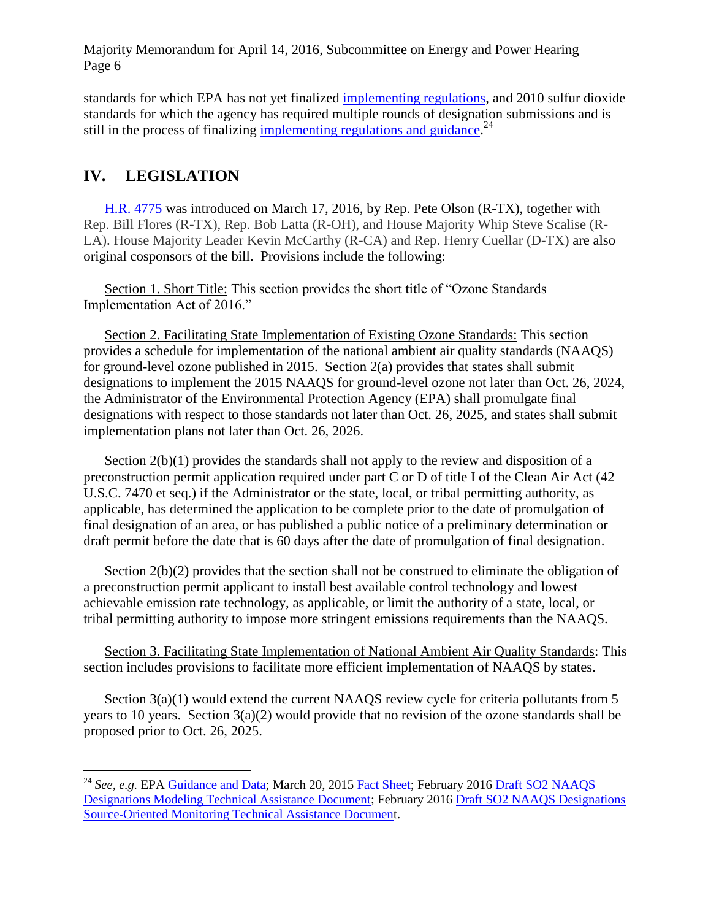standards for which EPA has not yet finalized implementing regulations, and 2010 sulfur dioxide standards for which the agency has required multiple rounds of designation submissions and is still in the process of finalizing implementing regulations and guidance.[24]

## IV. LEGISLATION

H.R. 4775 was introduced on March 17, 2016, by Rep. Pete Olson (R-TX), together with Rep. Bill Flores (R-TX), Rep. Bob Latta (R-OH), and House Majority Whip Steve Scalise (R-LA). House Majority Leader Kevin McCarthy (R-CA) and Rep. Henry Cuellar (D-TX) are also original cosponsors of the bill. Provisions include the following:

Section 1. Short Title: This section provides the short title of "Ozone Standards Implementation Act of 2016."

Section 2. Facilitating State Implementation of Existing Ozone Standards: This section provides a schedule for implementation of the national ambient air quality standards (NAAQS) for ground-level ozone published in 2015. Section 2(a) provides that states shall submit designations to implement the 2015 NAAQS for ground-level ozone not later than Oct. 26, 2024, the Administrator of the Environmental Protection Agency (EPA) shall promulgate final designations with respect to those standards not later than Oct. 26, 2025, and states shall submit implementation plans not later than Oct. 26, 2026.

Section 2(b)(1) provides the standards shall not apply to the review and disposition of a preconstruction permit application required under part C or D of title I of the Clean Air Act (42 U.S.C. 7470 et seq.) if the Administrator or the state, local, or tribal permitting authority, as applicable, has determined the application to be complete prior to the date of promulgation of final designation of an area, or has published a public notice of a preliminary determination or draft permit before the date that is 60 days after the date of promulgation of final designation.

Section 2(b)(2) provides that the section shall not be construed to eliminate the obligation of a preconstruction permit applicant to install best available control technology and lowest achievable emission rate technology, as applicable, or limit the authority of a state, local, or tribal permitting authority to impose more stringent emissions requirements than the NAAQS.

Section 3. Facilitating State Implementation of National Ambient Air Quality Standards: This section includes provisions to facilitate more efficient implementation of NAAQS by states.

Section 3(a)(1) would extend the current NAAQS review cycle for criteria pollutants from 5 years to 10 years. Section 3(a)(2) would provide that no revision of the ozone standards shall be proposed prior to Oct. 26, 2025.

---

[24] *See, e.g.* EPA Guidance and Data; March 20, 2015 Fact Sheet; February 2016 Draft SO2 NAAQS Designations Modeling Technical Assistance Document; February 2016 Draft SO2 NAAQS Designations Source-Oriented Monitoring Technical Assistance Document.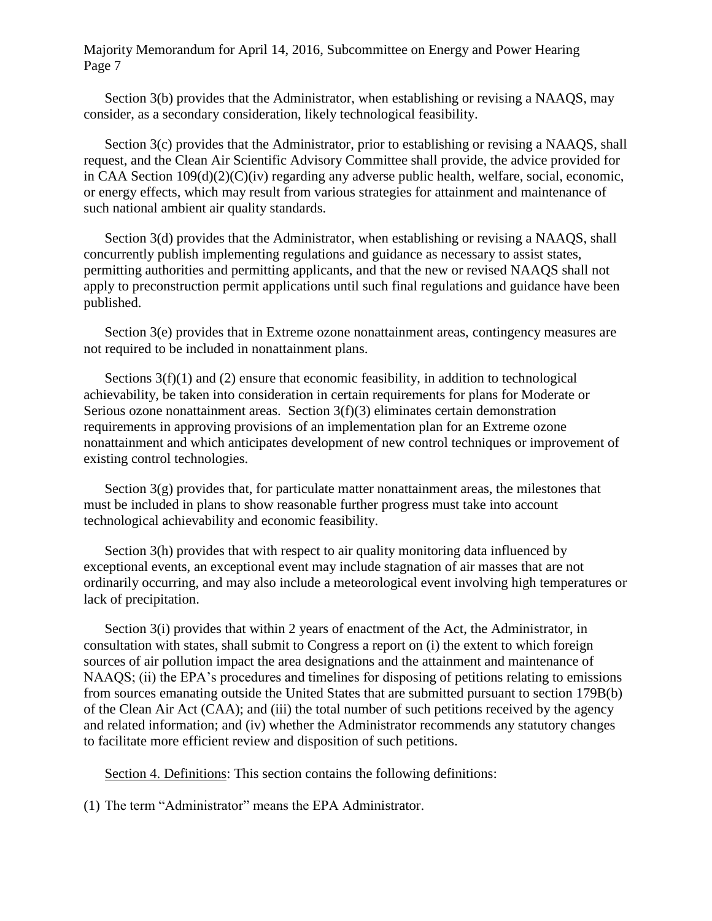Section 3(b) provides that the Administrator, when establishing or revising a NAAQS, may consider, as a secondary consideration, likely technological feasibility.

Section 3(c) provides that the Administrator, prior to establishing or revising a NAAQS, shall request, and the Clean Air Scientific Advisory Committee shall provide, the advice provided for in CAA Section 109(d)(2)(C)(iv) regarding any adverse public health, welfare, social, economic, or energy effects, which may result from various strategies for attainment and maintenance of such national ambient air quality standards.

Section 3(d) provides that the Administrator, when establishing or revising a NAAQS, shall concurrently publish implementing regulations and guidance as necessary to assist states, permitting authorities and permitting applicants, and that the new or revised NAAQS shall not apply to preconstruction permit applications until such final regulations and guidance have been published.

Section 3(e) provides that in Extreme ozone nonattainment areas, contingency measures are not required to be included in nonattainment plans.

Sections 3(f)(1) and (2) ensure that economic feasibility, in addition to technological achievability, be taken into consideration in certain requirements for plans for Moderate or Serious ozone nonattainment areas. Section 3(f)(3) eliminates certain demonstration requirements in approving provisions of an implementation plan for an Extreme ozone nonattainment and which anticipates development of new control techniques or improvement of existing control technologies.

Section 3(g) provides that, for particulate matter nonattainment areas, the milestones that must be included in plans to show reasonable further progress must take into account technological achievability and economic feasibility.

Section 3(h) provides that with respect to air quality monitoring data influenced by exceptional events, an exceptional event may include stagnation of air masses that are not ordinarily occurring, and may also include a meteorological event involving high temperatures or lack of precipitation.

Section 3(i) provides that within 2 years of enactment of the Act, the Administrator, in consultation with states, shall submit to Congress a report on (i) the extent to which foreign sources of air pollution impact the area designations and the attainment and maintenance of NAAQS; (ii) the EPA's procedures and timelines for disposing of petitions relating to emissions from sources emanating outside the United States that are submitted pursuant to section 179B(b) of the Clean Air Act (CAA); and (iii) the total number of such petitions received by the agency and related information; and (iv) whether the Administrator recommends any statutory changes to facilitate more efficient review and disposition of such petitions.

Section 4. Definitions: This section contains the following definitions:

(1) The term "Administrator" means the EPA Administrator.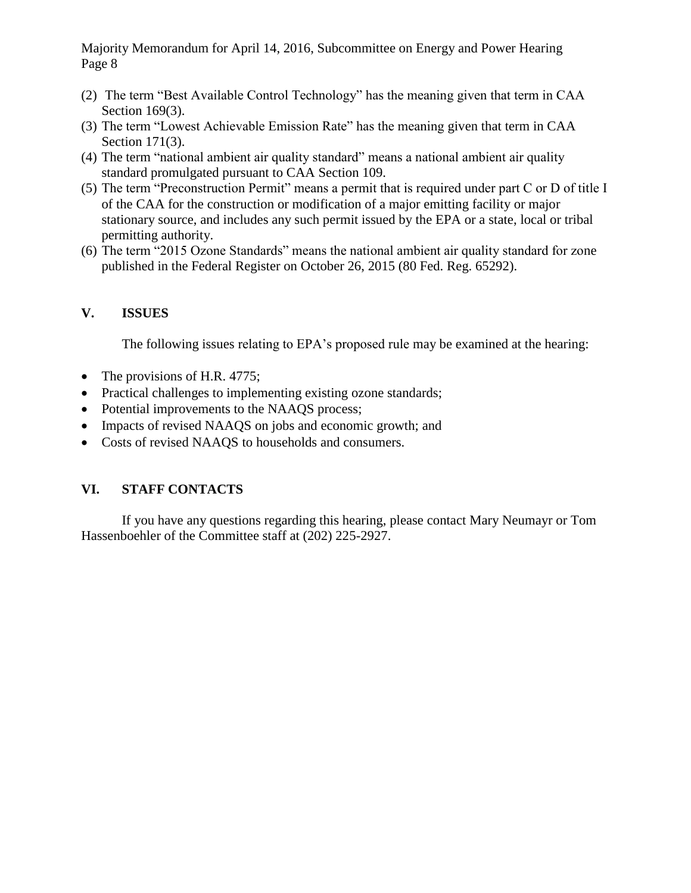(2) The term "Best Available Control Technology" has the meaning given that term in CAA Section 169(3).
(3) The term "Lowest Achievable Emission Rate" has the meaning given that term in CAA Section 171(3).
(4) The term "national ambient air quality standard" means a national ambient air quality standard promulgated pursuant to CAA Section 109.
(5) The term "Preconstruction Permit" means a permit that is required under part C or D of title I of the CAA for the construction or modification of a major emitting facility or major stationary source, and includes any such permit issued by the EPA or a state, local or tribal permitting authority.
(6) The term "2015 Ozone Standards" means the national ambient air quality standard for zone published in the Federal Register on October 26, 2015 (80 Fed. Reg. 65292).

## V. ISSUES

The following issues relating to EPA's proposed rule may be examined at the hearing:

- The provisions of H.R. 4775;
- Practical challenges to implementing existing ozone standards;
- Potential improvements to the NAAQS process;
- Impacts of revised NAAQS on jobs and economic growth; and
- Costs of revised NAAQS to households and consumers.

## VI. STAFF CONTACTS

If you have any questions regarding this hearing, please contact Mary Neumayr or Tom Hassenboehler of the Committee staff at (202) 225-2927.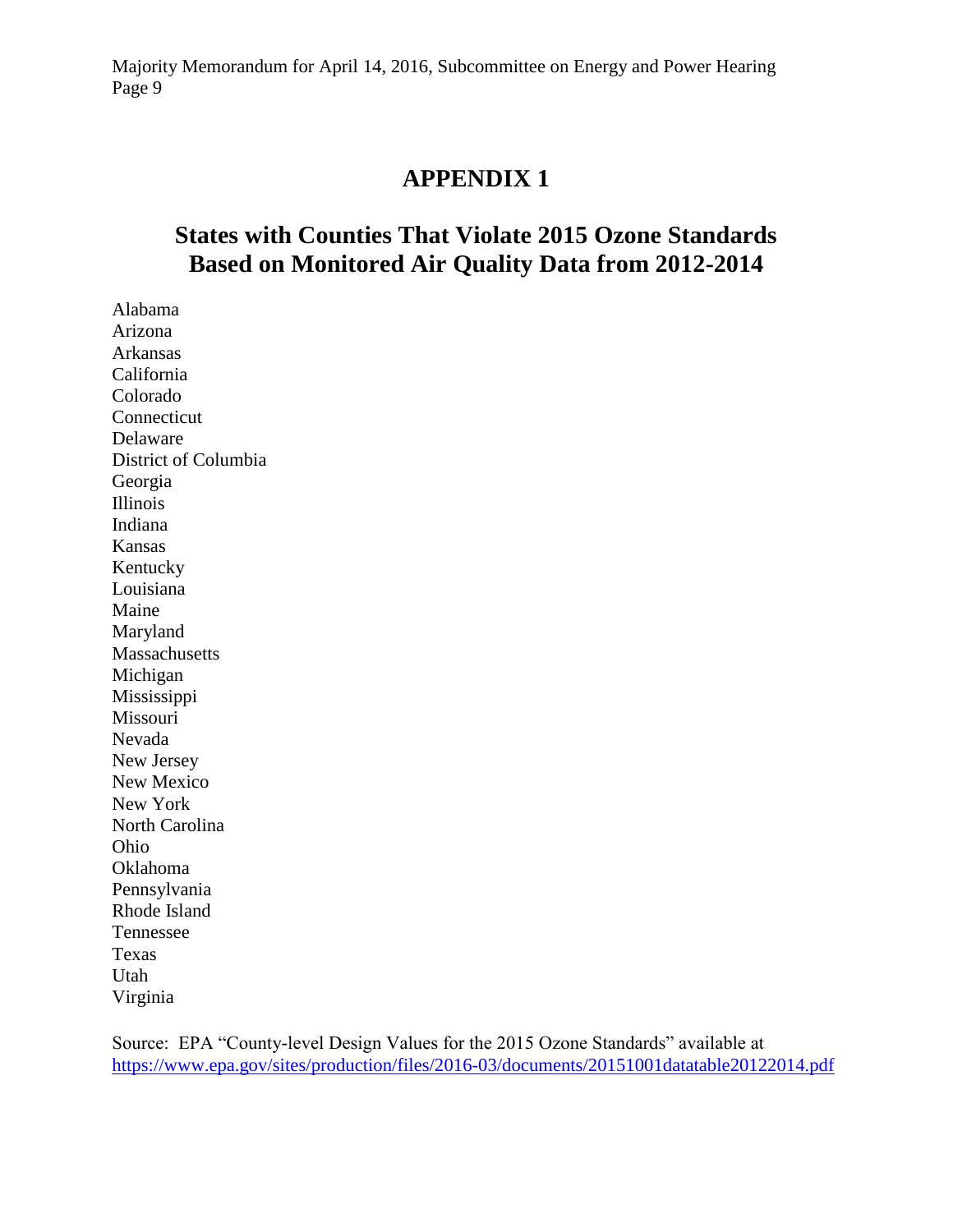# APPENDIX 1

## States with Counties That Violate 2015 Ozone Standards Based on Monitored Air Quality Data from 2012-2014

Alabama
Arizona
Arkansas
California
Colorado
Connecticut
Delaware
District of Columbia
Georgia
Illinois
Indiana
Kansas
Kentucky
Louisiana
Maine
Maryland
Massachusetts
Michigan
Mississippi
Missouri
Nevada
New Jersey
New Mexico
New York
North Carolina
Ohio
Oklahoma
Pennsylvania
Rhode Island
Tennessee
Texas
Utah
Virginia

Source: EPA "County-level Design Values for the 2015 Ozone Standards" available at https://www.epa.gov/sites/production/files/2016-03/documents/20151001datatable20122014.pdf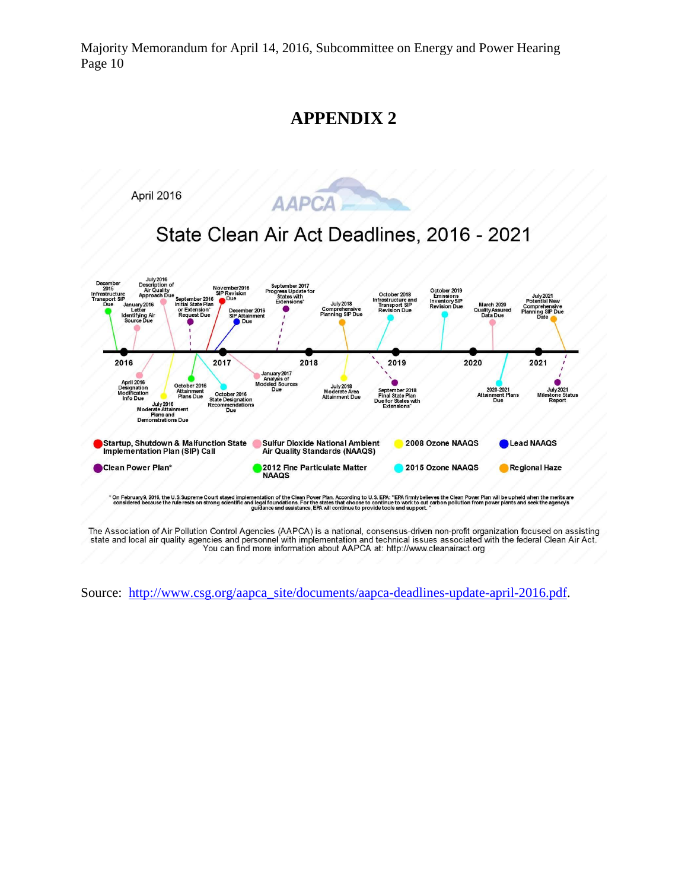# APPENDIX 2

April 2016

AAPCA

State Clean Air Act Deadlines, 2016 - 2021

December 2015 Infrastructure Transport SIP Due

January 2016 Letter Identifying Air Source Due

July 2016 Description of Air Quality Approach Due

September 2016 Initial State Plan or Extension* Request Due

November 2016 SIP Revision Due

December 2016 SIP Attainment Due

September 2017 Progress Update for States with Extensions*

July 2018 Comprehensive Planning SIP Due

October 2018 Infrastructure and Transport SIP Revision Due

October 2019 Emissions Inventory SIP Revision Due

March 2020 Quality Assured Data Due

July 2021 Potential New Comprehensive Planning SIP Due Date

2016

2017

2018

2019

2020

2021

April 2016 Designation Modification Info Due

July 2016 Moderate Attainment Plans and Demonstrations Due

October 2016 Attainment Plans Due

October 2016 State Designation Recommendations Due

January 2017 Analysis of Modeled Sources Due

July 2018 Moderate Area Attainment Due

September 2018 Final State Plan Due for States with Extensions*

2020-2021 Attainment Plans Due

July 2021 Milestone Status Report

Startup, Shutdown & Malfunction State Implementation Plan (SIP) Call

Sulfur Dioxide National Ambient Air Quality Standards (NAAQS)

2008 Ozone NAAQS

Lead NAAQS

Clean Power Plan*

2012 Fine Particulate Matter NAAQS

2015 Ozone NAAQS

Regional Haze

* On February 9, 2016, the U.S. Supreme Court stayed implementation of the Clean Power Plan. According to U.S. EPA: "EPA firmly believes the Clean Power Plan will be upheld when the merits are considered because the rule rests on strong scientific and legal foundations. For the states that choose to continue to work to cut carbon pollution from power plants and seek the agency's guidance and assistance, EPA will continue to provide tools and support."

The Association of Air Pollution Control Agencies (AAPCA) is a national, consensus-driven non-profit organization focused on assisting state and local air quality agencies and personnel with implementation and technical issues associated with the federal Clean Air Act. You can find more information about AAPCA at: http://www.cleanairact.org

Source: [http://www.csg.org/aapca_site/documents/aapca-deadlines-update-april-2016.pdf](http://www.csg.org/aapca_site/documents/aapca-deadlines-update-april-2016.pdf).